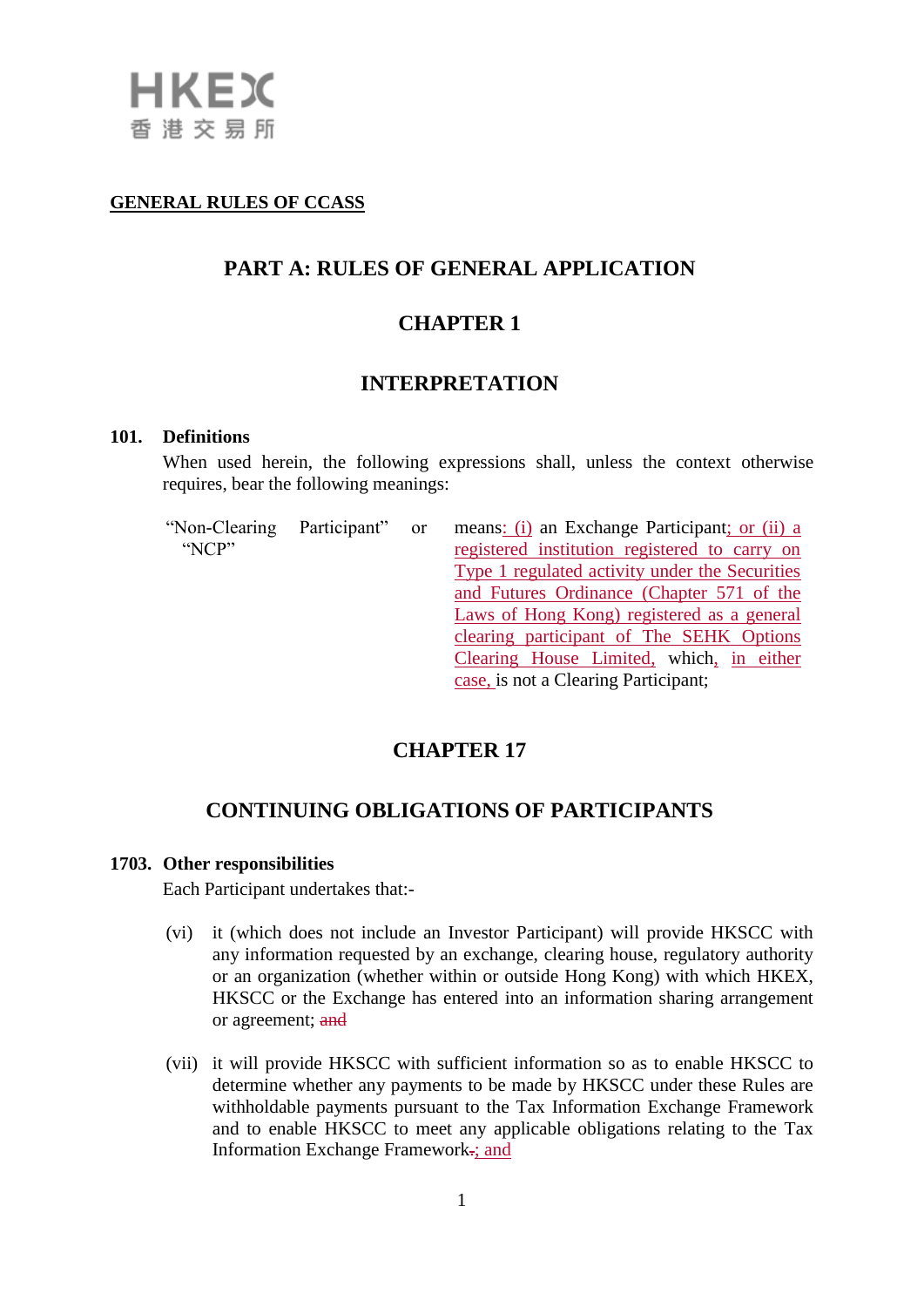HKEX
香港交易所

**GENERAL RULES OF CCASS**

# PART A: RULES OF GENERAL APPLICATION

## CHAPTER 1

## INTERPRETATION

**101. Definitions**

When used herein, the following expressions shall, unless the context otherwise requires, bear the following meanings:

| | |
|---|---|
| "Non-Clearing Participant" or "NCP" | means: (i) an Exchange Participant; or (ii) a registered institution registered to carry on Type 1 regulated activity under the Securities and Futures Ordinance (Chapter 571 of the Laws of Hong Kong) registered as a general clearing participant of The SEHK Options Clearing House Limited, which, in either case, is not a Clearing Participant; |

## CHAPTER 17

## CONTINUING OBLIGATIONS OF PARTICIPANTS

**1703. Other responsibilities**

Each Participant undertakes that:-

(vi) it (which does not include an Investor Participant) will provide HKSCC with any information requested by an exchange, clearing house, regulatory authority or an organization (whether within or outside Hong Kong) with which HKEX, HKSCC or the Exchange has entered into an information sharing arrangement or agreement; ~~and~~

(vii) it will provide HKSCC with sufficient information so as to enable HKSCC to determine whether any payments to be made by HKSCC under these Rules are withholdable payments pursuant to the Tax Information Exchange Framework and to enable HKSCC to meet any applicable obligations relating to the Tax Information Exchange Framework~~.~~; and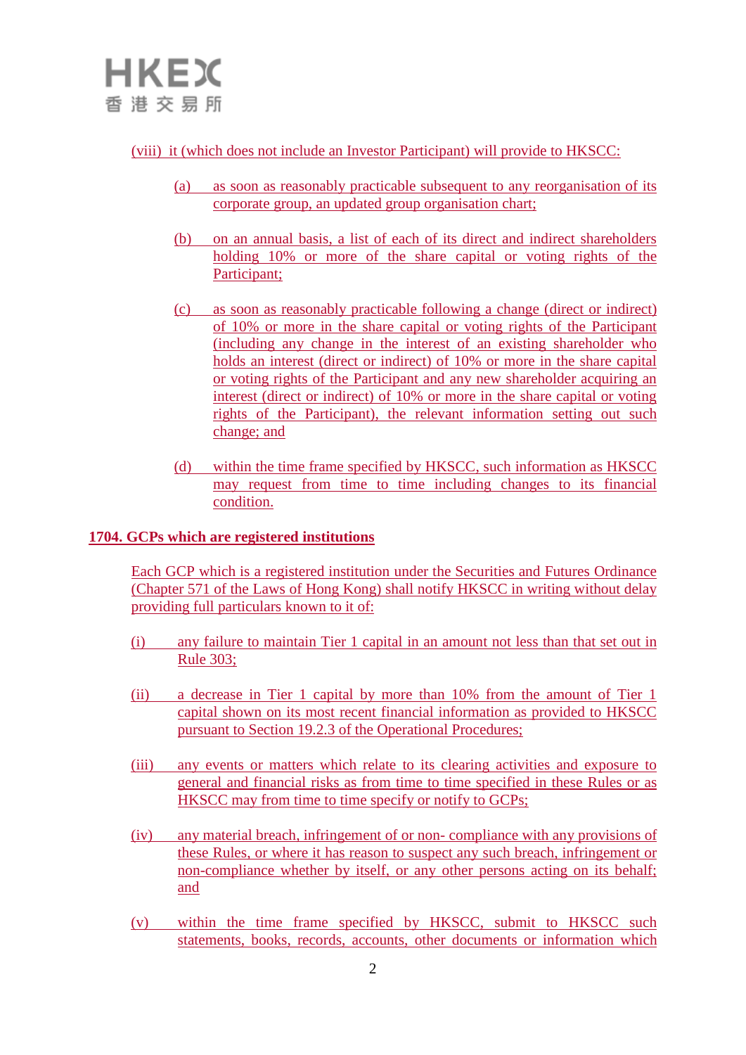(viii) it (which does not include an Investor Participant) will provide to HKSCC:

(a) as soon as reasonably practicable subsequent to any reorganisation of its corporate group, an updated group organisation chart;

(b) on an annual basis, a list of each of its direct and indirect shareholders holding 10% or more of the share capital or voting rights of the Participant;

(c) as soon as reasonably practicable following a change (direct or indirect) of 10% or more in the share capital or voting rights of the Participant (including any change in the interest of an existing shareholder who holds an interest (direct or indirect) of 10% or more in the share capital or voting rights of the Participant and any new shareholder acquiring an interest (direct or indirect) of 10% or more in the share capital or voting rights of the Participant), the relevant information setting out such change; and

(d) within the time frame specified by HKSCC, such information as HKSCC may request from time to time including changes to its financial condition.

**1704. GCPs which are registered institutions**

Each GCP which is a registered institution under the Securities and Futures Ordinance (Chapter 571 of the Laws of Hong Kong) shall notify HKSCC in writing without delay providing full particulars known to it of:

(i) any failure to maintain Tier 1 capital in an amount not less than that set out in Rule 303;

(ii) a decrease in Tier 1 capital by more than 10% from the amount of Tier 1 capital shown on its most recent financial information as provided to HKSCC pursuant to Section 19.2.3 of the Operational Procedures;

(iii) any events or matters which relate to its clearing activities and exposure to general and financial risks as from time to time specified in these Rules or as HKSCC may from time to time specify or notify to GCPs;

(iv) any material breach, infringement of or non- compliance with any provisions of these Rules, or where it has reason to suspect any such breach, infringement or non-compliance whether by itself, or any other persons acting on its behalf; and

(v) within the time frame specified by HKSCC, submit to HKSCC such statements, books, records, accounts, other documents or information which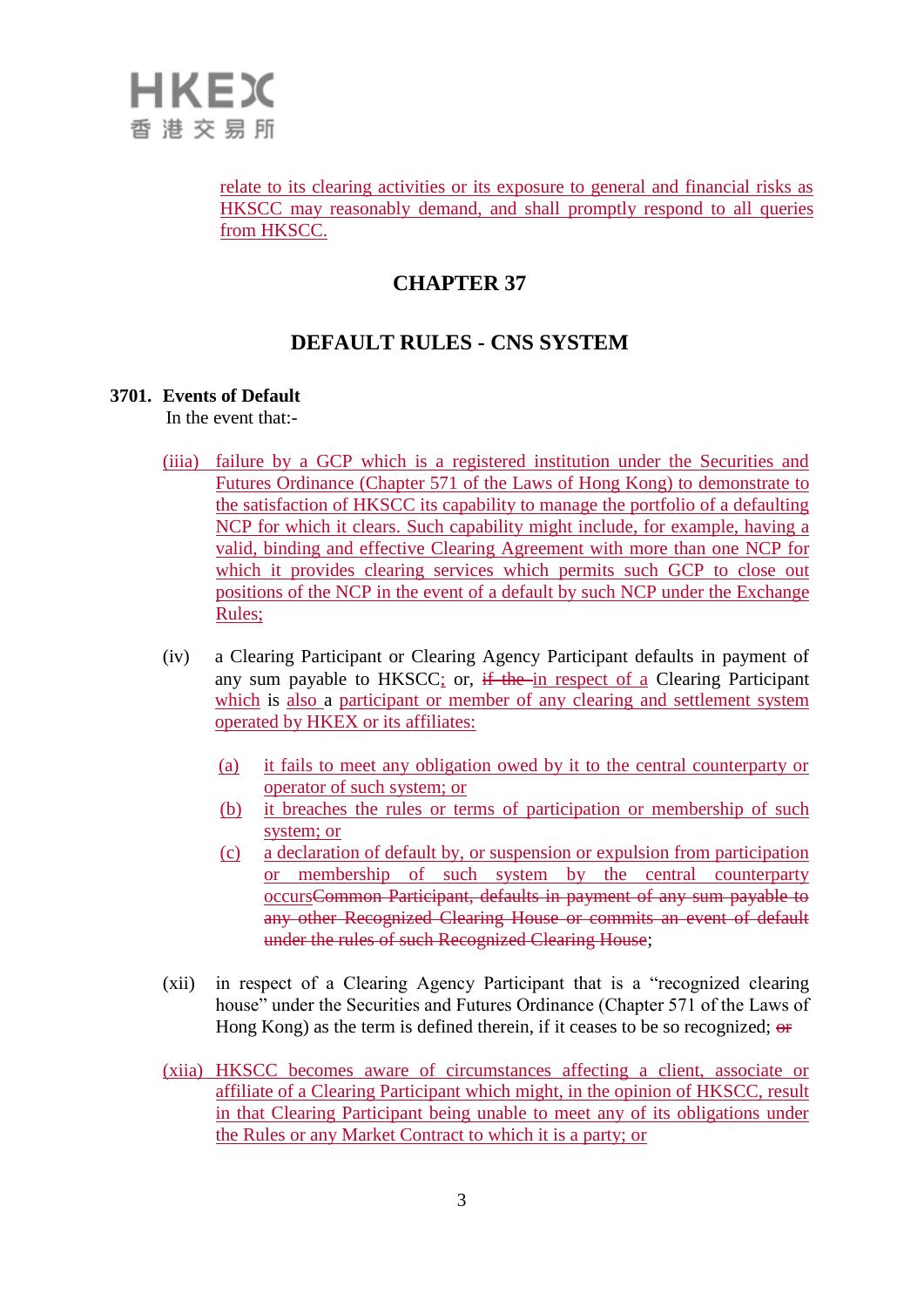relate to its clearing activities or its exposure to general and financial risks as HKSCC may reasonably demand, and shall promptly respond to all queries from HKSCC.

## CHAPTER 37

## DEFAULT RULES - CNS SYSTEM

**3701. Events of Default**

In the event that:-

(iiia) failure by a GCP which is a registered institution under the Securities and Futures Ordinance (Chapter 571 of the Laws of Hong Kong) to demonstrate to the satisfaction of HKSCC its capability to manage the portfolio of a defaulting NCP for which it clears. Such capability might include, for example, having a valid, binding and effective Clearing Agreement with more than one NCP for which it provides clearing services which permits such GCP to close out positions of the NCP in the event of a default by such NCP under the Exchange Rules;

(iv) a Clearing Participant or Clearing Agency Participant defaults in payment of any sum payable to HKSCC; or, ~~if the~~ in respect of a Clearing Participant which is also a participant or member of any clearing and settlement system operated by HKEX or its affiliates:

(a) it fails to meet any obligation owed by it to the central counterparty or operator of such system; or

(b) it breaches the rules or terms of participation or membership of such system; or

(c) a declaration of default by, or suspension or expulsion from participation or membership of such system by the central counterparty occurs~~Common Participant, defaults in payment of any sum payable to any other Recognized Clearing House or commits an event of default under the rules of such Recognized Clearing House~~;

(xii) in respect of a Clearing Agency Participant that is a "recognized clearing house" under the Securities and Futures Ordinance (Chapter 571 of the Laws of Hong Kong) as the term is defined therein, if it ceases to be so recognized; ~~or~~

(xiia) HKSCC becomes aware of circumstances affecting a client, associate or affiliate of a Clearing Participant which might, in the opinion of HKSCC, result in that Clearing Participant being unable to meet any of its obligations under the Rules or any Market Contract to which it is a party; or